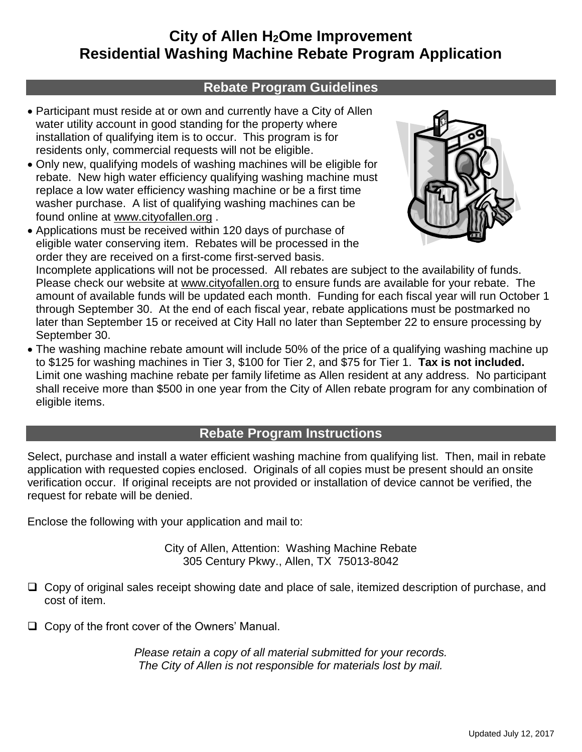# City of Allen $H_2$Ome Improvement
# Residential Washing Machine Rebate Program Application

## Rebate Program Guidelines

- Participant must reside at or own and currently have a City of Allen water utility account in good standing for the property where installation of qualifying item is to occur. This program is for residents only, commercial requests will not be eligible.
- Only new, qualifying models of washing machines will be eligible for rebate. New high water efficiency qualifying washing machine must replace a low water efficiency washing machine or be a first time washer purchase. A list of qualifying washing machines can be found online at www.cityofallen.org .
- Applications must be received within 120 days of purchase of eligible water conserving item. Rebates will be processed in the order they are received on a first-come first-served basis. Incomplete applications will not be processed. All rebates are subject to the availability of funds. Please check our website at www.cityofallen.org to ensure funds are available for your rebate. The amount of available funds will be updated each month. Funding for each fiscal year will run October 1 through September 30. At the end of each fiscal year, rebate applications must be postmarked no later than September 15 or received at City Hall no later than September 22 to ensure processing by September 30.
- The washing machine rebate amount will include 50% of the price of a qualifying washing machine up to $125 for washing machines in Tier 3, $100 for Tier 2, and $75 for Tier 1. **Tax is not included.** Limit one washing machine rebate per family lifetime as Allen resident at any address. No participant shall receive more than $500 in one year from the City of Allen rebate program for any combination of eligible items.

## Rebate Program Instructions

Select, purchase and install a water efficient washing machine from qualifying list. Then, mail in rebate application with requested copies enclosed. Originals of all copies must be present should an onsite verification occur. If original receipts are not provided or installation of device cannot be verified, the request for rebate will be denied.

Enclose the following with your application and mail to:

City of Allen, Attention: Washing Machine Rebate
305 Century Pkwy., Allen, TX 75013-8042

- ❑ Copy of original sales receipt showing date and place of sale, itemized description of purchase, and cost of item.
- ❑ Copy of the front cover of the Owners' Manual.

*Please retain a copy of all material submitted for your records.*
*The City of Allen is not responsible for materials lost by mail.*

Updated July 12, 2017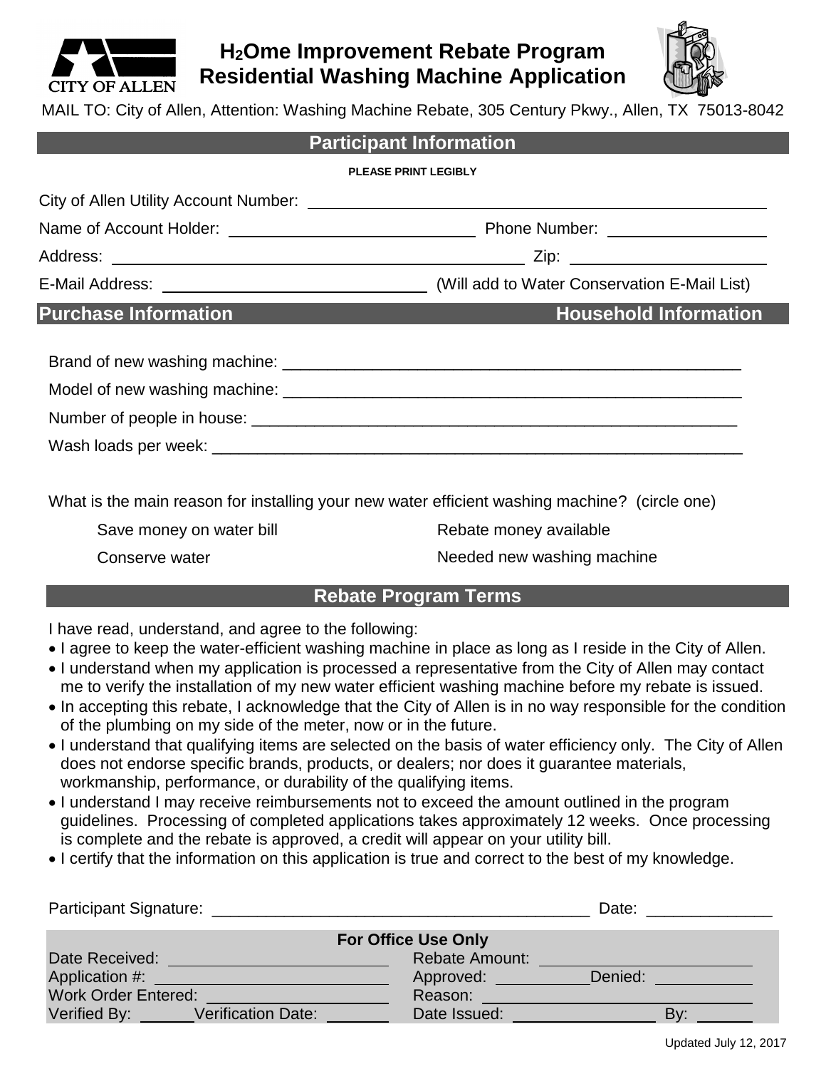# $H_2$Ome Improvement Rebate Program Residential Washing Machine Application

MAIL TO: City of Allen, Attention: Washing Machine Rebate, 305 Century Pkwy., Allen, TX 75013-8042

## Participant Information

**PLEASE PRINT LEGIBLY**

City of Allen Utility Account Number: ______________________________

Name of Account Holder: ______________________ Phone Number: ______________

Address: ________________________________ Zip: ________________

E-Mail Address: ______________________ (Will add to Water Conservation E-Mail List)

## Purchase Information / Household Information

Brand of new washing machine: ______________________________

Model of new washing machine: ______________________________

Number of people in house: ______________________________

Wash loads per week: ______________________________

What is the main reason for installing your new water efficient washing machine? (circle one)

- Save money on water bill
- Rebate money available
- Conserve water
- Needed new washing machine

## Rebate Program Terms

I have read, understand, and agree to the following:

- I agree to keep the water-efficient washing machine in place as long as I reside in the City of Allen.
- I understand when my application is processed a representative from the City of Allen may contact me to verify the installation of my new water efficient washing machine before my rebate is issued.
- In accepting this rebate, I acknowledge that the City of Allen is in no way responsible for the condition of the plumbing on my side of the meter, now or in the future.
- I understand that qualifying items are selected on the basis of water efficiency only. The City of Allen does not endorse specific brands, products, or dealers; nor does it guarantee materials, workmanship, performance, or durability of the qualifying items.
- I understand I may receive reimbursements not to exceed the amount outlined in the program guidelines. Processing of completed applications takes approximately 12 weeks. Once processing is complete and the rebate is approved, a credit will appear on your utility bill.
- I certify that the information on this application is true and correct to the best of my knowledge.

Participant Signature: ______________________________ Date: ____________

**For Office Use Only**

Date Received: ______________ Rebate Amount: ______________

Application #: ______________ Approved: ________ Denied: ________

Work Order Entered: ______________ Reason: ______________

Verified By: ______ Verification Date: ______ Date Issued: ______________ By: ______

Updated July 12, 2017